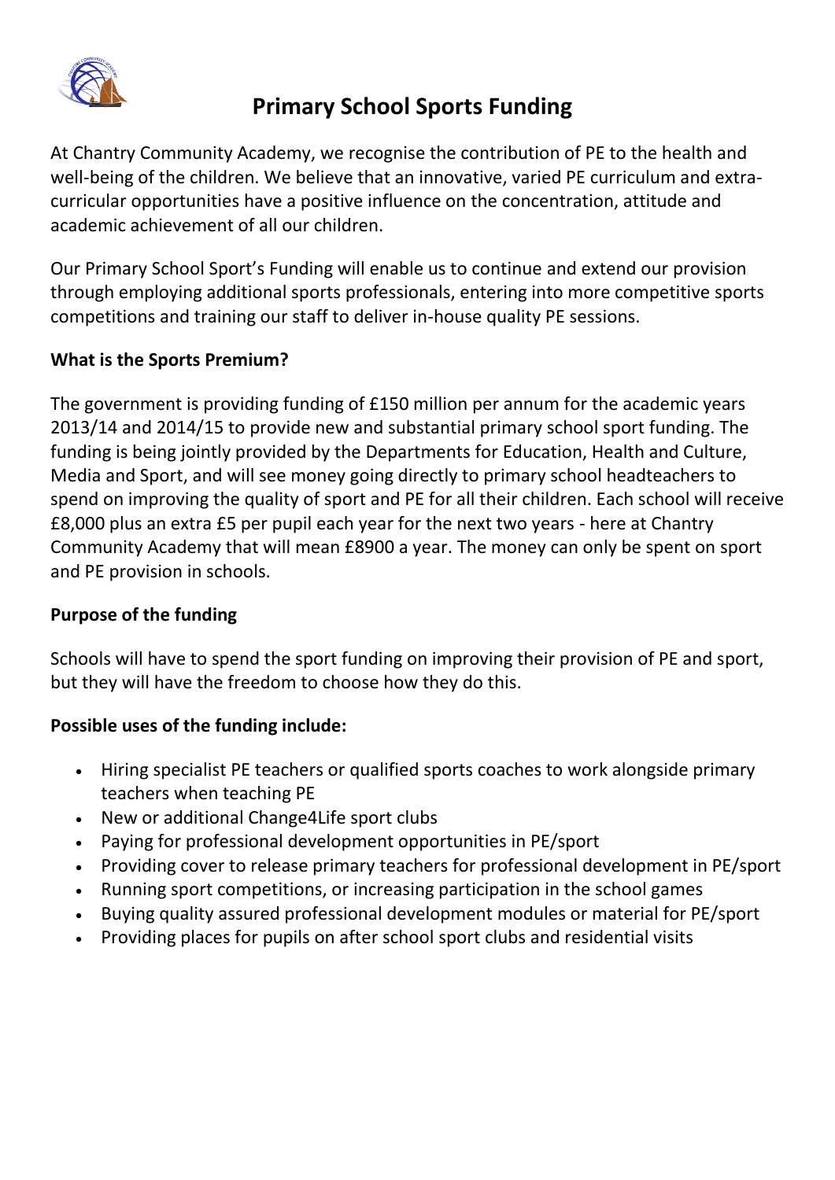# Primary School Sports Funding

At Chantry Community Academy, we recognise the contribution of PE to the health and well-being of the children. We believe that an innovative, varied PE curriculum and extra-curricular opportunities have a positive influence on the concentration, attitude and academic achievement of all our children.

Our Primary School Sport's Funding will enable us to continue and extend our provision through employing additional sports professionals, entering into more competitive sports competitions and training our staff to deliver in-house quality PE sessions.

**What is the Sports Premium?**

The government is providing funding of £150 million per annum for the academic years 2013/14 and 2014/15 to provide new and substantial primary school sport funding. The funding is being jointly provided by the Departments for Education, Health and Culture, Media and Sport, and will see money going directly to primary school headteachers to spend on improving the quality of sport and PE for all their children. Each school will receive £8,000 plus an extra £5 per pupil each year for the next two years - here at Chantry Community Academy that will mean £8900 a year. The money can only be spent on sport and PE provision in schools.

**Purpose of the funding**

Schools will have to spend the sport funding on improving their provision of PE and sport, but they will have the freedom to choose how they do this.

**Possible uses of the funding include:**

- Hiring specialist PE teachers or qualified sports coaches to work alongside primary teachers when teaching PE
- New or additional Change4Life sport clubs
- Paying for professional development opportunities in PE/sport
- Providing cover to release primary teachers for professional development in PE/sport
- Running sport competitions, or increasing participation in the school games
- Buying quality assured professional development modules or material for PE/sport
- Providing places for pupils on after school sport clubs and residential visits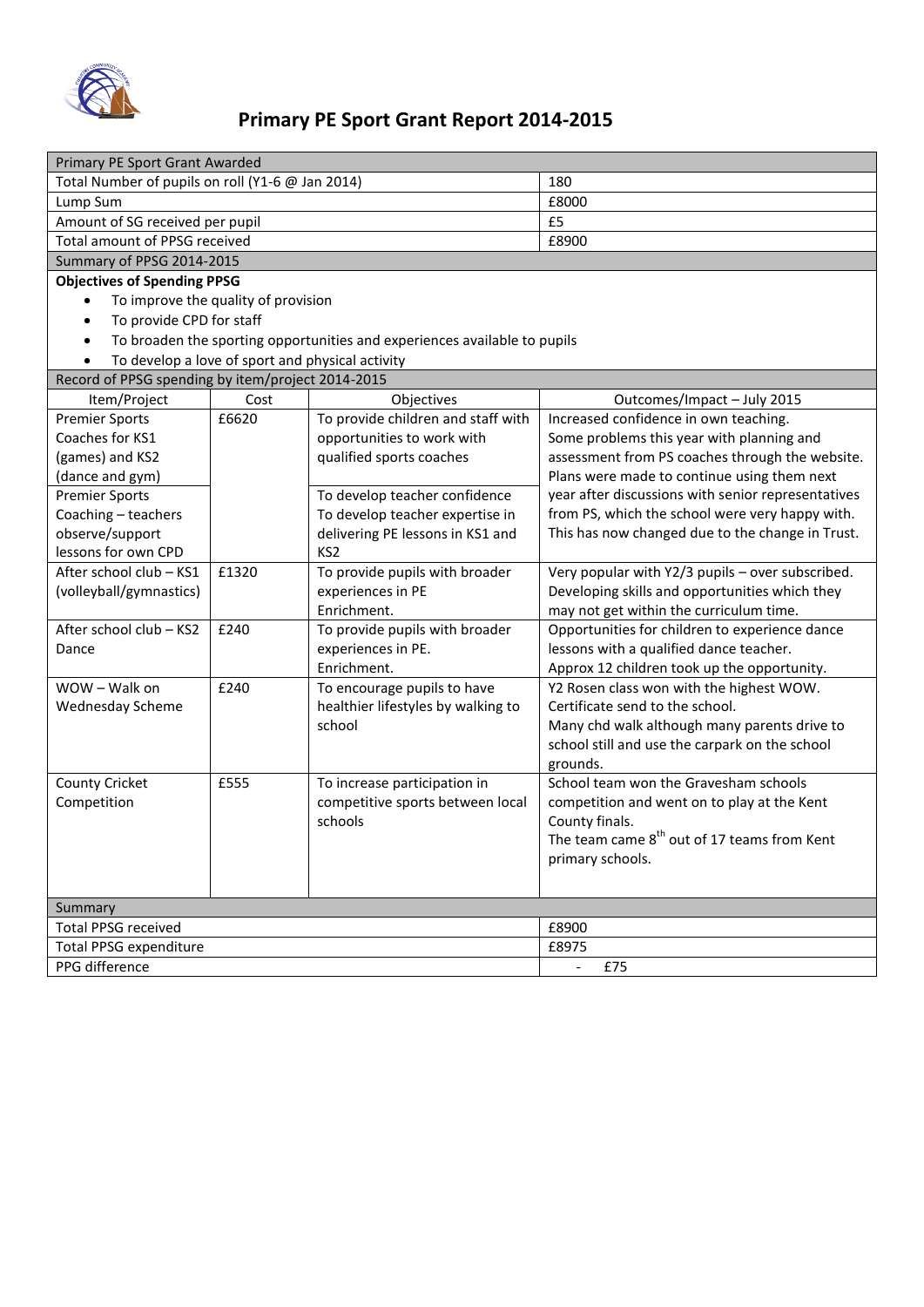# Primary PE Sport Grant Report 2014-2015

| | |
|---|---|
| **Primary PE Sport Grant Awarded** | |
| Total Number of pupils on roll (Y1-6 @ Jan 2014) | 180 |
| Lump Sum | £8000 |
| Amount of SG received per pupil | £5 |
| Total amount of PPSG received | £8900 |

**Summary of PPSG 2014-2015**

**Objectives of Spending PPSG**

- To improve the quality of provision
- To provide CPD for staff
- To broaden the sporting opportunities and experiences available to pupils
- To develop a love of sport and physical activity

**Record of PPSG spending by item/project 2014-2015**

| Item/Project | Cost | Objectives | Outcomes/Impact – July 2015 |
|---|---|---|---|
| Premier Sports Coaches for KS1 (games) and KS2 (dance and gym) | £6620 | To provide children and staff with opportunities to work with qualified sports coaches | Increased confidence in own teaching. Some problems this year with planning and assessment from PS coaches through the website. Plans were made to continue using them next year after discussions with senior representatives from PS, which the school were very happy with. This has now changed due to the change in Trust. |
| Premier Sports Coaching – teachers observe/support lessons for own CPD | | To develop teacher confidence To develop teacher expertise in delivering PE lessons in KS1 and KS2 | |
| After school club – KS1 (volleyball/gymnastics) | £1320 | To provide pupils with broader experiences in PE Enrichment. | Very popular with Y2/3 pupils – over subscribed. Developing skills and opportunities which they may not get within the curriculum time. |
| After school club – KS2 Dance | £240 | To provide pupils with broader experiences in PE. Enrichment. | Opportunities for children to experience dance lessons with a qualified dance teacher. Approx 12 children took up the opportunity. |
| WOW – Walk on Wednesday Scheme | £240 | To encourage pupils to have healthier lifestyles by walking to school | Y2 Rosen class won with the highest WOW. Certificate send to the school. Many chd walk although many parents drive to school still and use the carpark on the school grounds. |
| County Cricket Competition | £555 | To increase participation in competitive sports between local schools | School team won the Gravesham schools competition and went on to play at the Kent County finals. The team came 8th out of 17 teams from Kent primary schools. |

| | |
|---|---|
| **Summary** | |
| Total PPSG received | £8900 |
| Total PPSG expenditure | £8975 |
| PPG difference | - £75 |